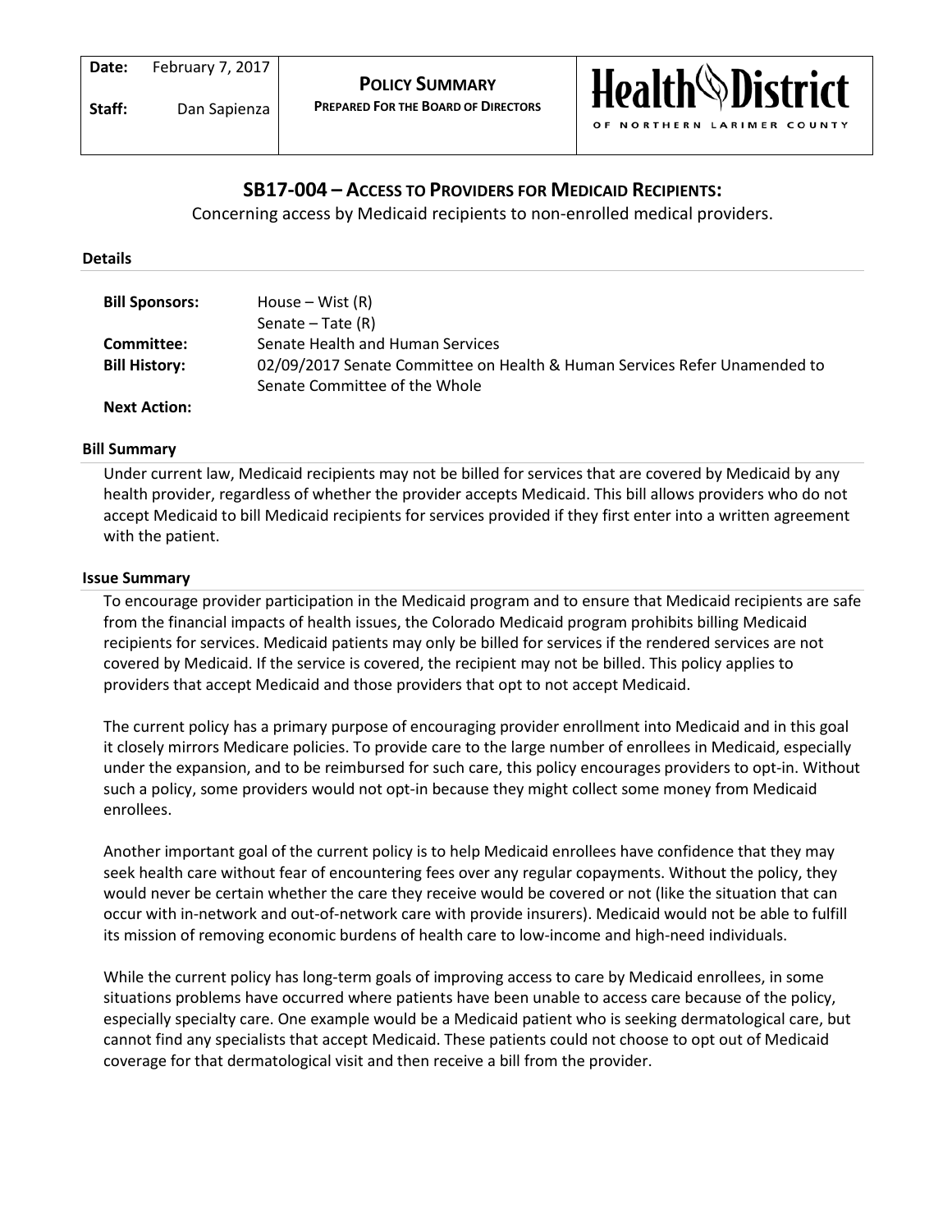| Date: | February 7, 2017 | **POLICY SUMMARY** | Health District |
| --- | --- | --- | --- |
| Staff: | Dan Sapienza | **PREPARED FOR THE BOARD OF DIRECTORS** | OF NORTHERN LARIMER COUNTY |

## SB17-004 – ACCESS TO PROVIDERS FOR MEDICAID RECIPIENTS:

Concerning access by Medicaid recipients to non-enrolled medical providers.

### Details

| | |
| --- | --- |
| **Bill Sponsors:** | House – Wist (R)<br>Senate – Tate (R) |
| **Committee:** | Senate Health and Human Services |
| **Bill History:** | 02/09/2017 Senate Committee on Health & Human Services Refer Unamended to Senate Committee of the Whole |
| **Next Action:** | |

### Bill Summary

Under current law, Medicaid recipients may not be billed for services that are covered by Medicaid by any health provider, regardless of whether the provider accepts Medicaid. This bill allows providers who do not accept Medicaid to bill Medicaid recipients for services provided if they first enter into a written agreement with the patient.

### Issue Summary

To encourage provider participation in the Medicaid program and to ensure that Medicaid recipients are safe from the financial impacts of health issues, the Colorado Medicaid program prohibits billing Medicaid recipients for services. Medicaid patients may only be billed for services if the rendered services are not covered by Medicaid. If the service is covered, the recipient may not be billed. This policy applies to providers that accept Medicaid and those providers that opt to not accept Medicaid.

The current policy has a primary purpose of encouraging provider enrollment into Medicaid and in this goal it closely mirrors Medicare policies. To provide care to the large number of enrollees in Medicaid, especially under the expansion, and to be reimbursed for such care, this policy encourages providers to opt-in. Without such a policy, some providers would not opt-in because they might collect some money from Medicaid enrollees.

Another important goal of the current policy is to help Medicaid enrollees have confidence that they may seek health care without fear of encountering fees over any regular copayments. Without the policy, they would never be certain whether the care they receive would be covered or not (like the situation that can occur with in-network and out-of-network care with provide insurers). Medicaid would not be able to fulfill its mission of removing economic burdens of health care to low-income and high-need individuals.

While the current policy has long-term goals of improving access to care by Medicaid enrollees, in some situations problems have occurred where patients have been unable to access care because of the policy, especially specialty care. One example would be a Medicaid patient who is seeking dermatological care, but cannot find any specialists that accept Medicaid. These patients could not choose to opt out of Medicaid coverage for that dermatological visit and then receive a bill from the provider.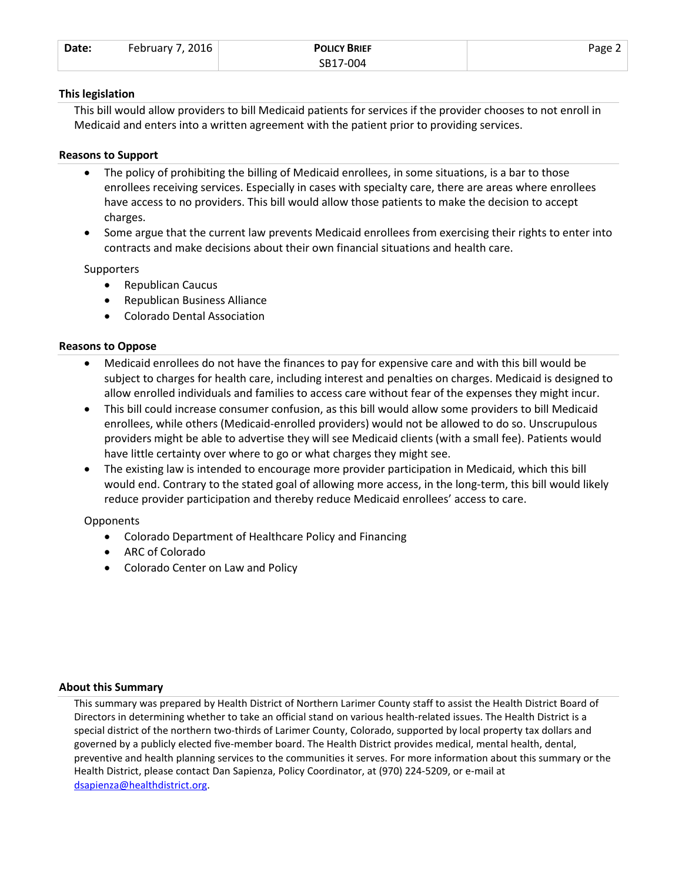## This legislation

This bill would allow providers to bill Medicaid patients for services if the provider chooses to not enroll in Medicaid and enters into a written agreement with the patient prior to providing services.

## Reasons to Support

- The policy of prohibiting the billing of Medicaid enrollees, in some situations, is a bar to those enrollees receiving services. Especially in cases with specialty care, there are areas where enrollees have access to no providers. This bill would allow those patients to make the decision to accept charges.
- Some argue that the current law prevents Medicaid enrollees from exercising their rights to enter into contracts and make decisions about their own financial situations and health care.

Supporters

- Republican Caucus
- Republican Business Alliance
- Colorado Dental Association

## Reasons to Oppose

- Medicaid enrollees do not have the finances to pay for expensive care and with this bill would be subject to charges for health care, including interest and penalties on charges. Medicaid is designed to allow enrolled individuals and families to access care without fear of the expenses they might incur.
- This bill could increase consumer confusion, as this bill would allow some providers to bill Medicaid enrollees, while others (Medicaid-enrolled providers) would not be allowed to do so. Unscrupulous providers might be able to advertise they will see Medicaid clients (with a small fee). Patients would have little certainty over where to go or what charges they might see.
- The existing law is intended to encourage more provider participation in Medicaid, which this bill would end. Contrary to the stated goal of allowing more access, in the long-term, this bill would likely reduce provider participation and thereby reduce Medicaid enrollees' access to care.

Opponents

- Colorado Department of Healthcare Policy and Financing
- ARC of Colorado
- Colorado Center on Law and Policy

## About this Summary

This summary was prepared by Health District of Northern Larimer County staff to assist the Health District Board of Directors in determining whether to take an official stand on various health-related issues. The Health District is a special district of the northern two-thirds of Larimer County, Colorado, supported by local property tax dollars and governed by a publicly elected five-member board. The Health District provides medical, mental health, dental, preventive and health planning services to the communities it serves. For more information about this summary or the Health District, please contact Dan Sapienza, Policy Coordinator, at (970) 224-5209, or e-mail at dsapienza@healthdistrict.org.